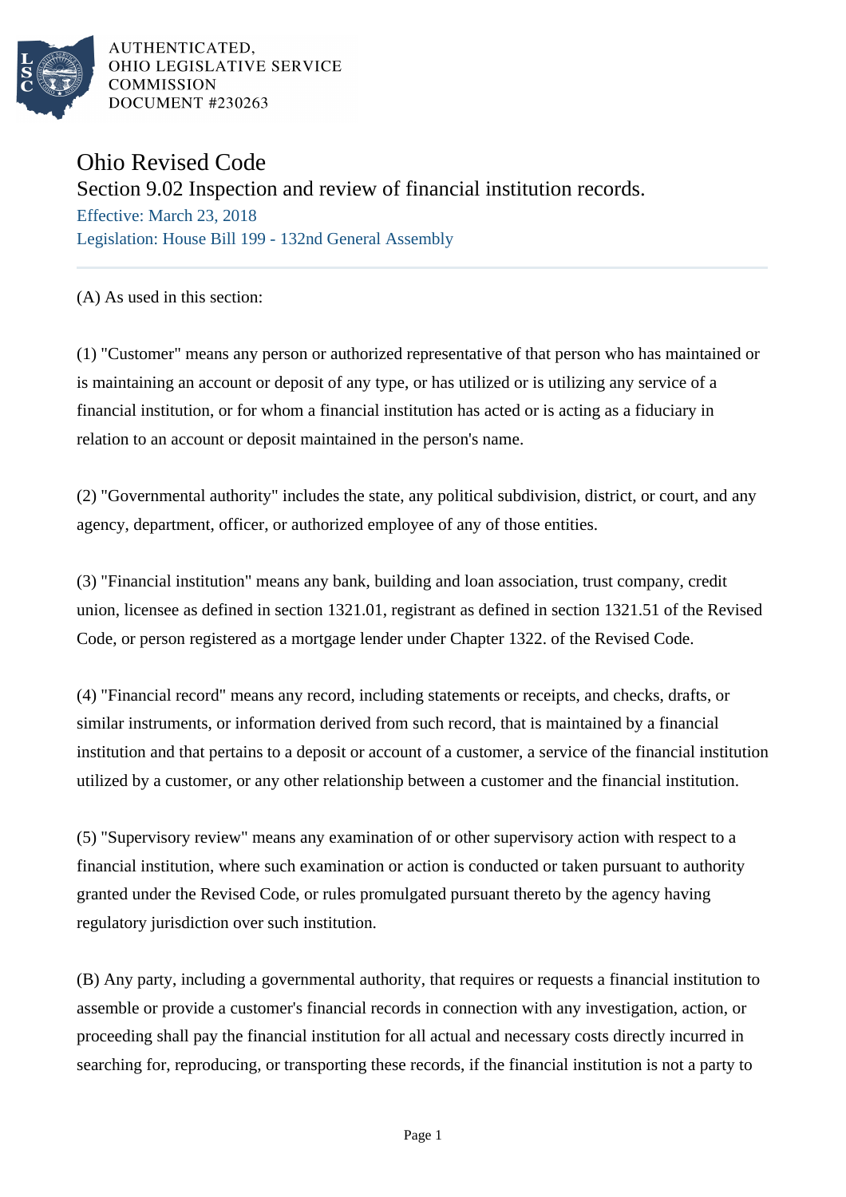AUTHENTICATED, OHIO LEGISLATIVE SERVICE COMMISSION DOCUMENT #230263

# Ohio Revised Code

## Section 9.02 Inspection and review of financial institution records.

Effective: March 23, 2018

Legislation: House Bill 199 - 132nd General Assembly

(A) As used in this section:

(1) "Customer" means any person or authorized representative of that person who has maintained or is maintaining an account or deposit of any type, or has utilized or is utilizing any service of a financial institution, or for whom a financial institution has acted or is acting as a fiduciary in relation to an account or deposit maintained in the person's name.

(2) "Governmental authority" includes the state, any political subdivision, district, or court, and any agency, department, officer, or authorized employee of any of those entities.

(3) "Financial institution" means any bank, building and loan association, trust company, credit union, licensee as defined in section 1321.01, registrant as defined in section 1321.51 of the Revised Code, or person registered as a mortgage lender under Chapter 1322. of the Revised Code.

(4) "Financial record" means any record, including statements or receipts, and checks, drafts, or similar instruments, or information derived from such record, that is maintained by a financial institution and that pertains to a deposit or account of a customer, a service of the financial institution utilized by a customer, or any other relationship between a customer and the financial institution.

(5) "Supervisory review" means any examination of or other supervisory action with respect to a financial institution, where such examination or action is conducted or taken pursuant to authority granted under the Revised Code, or rules promulgated pursuant thereto by the agency having regulatory jurisdiction over such institution.

(B) Any party, including a governmental authority, that requires or requests a financial institution to assemble or provide a customer's financial records in connection with any investigation, action, or proceeding shall pay the financial institution for all actual and necessary costs directly incurred in searching for, reproducing, or transporting these records, if the financial institution is not a party to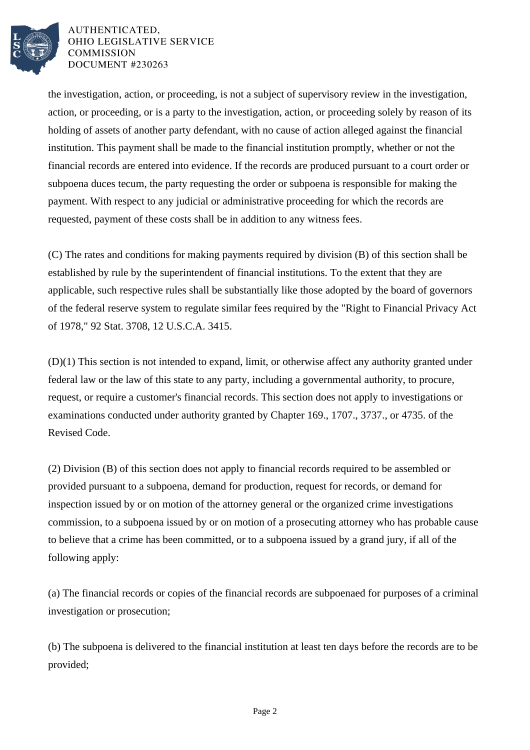the investigation, action, or proceeding, is not a subject of supervisory review in the investigation, action, or proceeding, or is a party to the investigation, action, or proceeding solely by reason of its holding of assets of another party defendant, with no cause of action alleged against the financial institution. This payment shall be made to the financial institution promptly, whether or not the financial records are entered into evidence. If the records are produced pursuant to a court order or subpoena duces tecum, the party requesting the order or subpoena is responsible for making the payment. With respect to any judicial or administrative proceeding for which the records are requested, payment of these costs shall be in addition to any witness fees.

(C) The rates and conditions for making payments required by division (B) of this section shall be established by rule by the superintendent of financial institutions. To the extent that they are applicable, such respective rules shall be substantially like those adopted by the board of governors of the federal reserve system to regulate similar fees required by the "Right to Financial Privacy Act of 1978," 92 Stat. 3708, 12 U.S.C.A. 3415.

(D)(1) This section is not intended to expand, limit, or otherwise affect any authority granted under federal law or the law of this state to any party, including a governmental authority, to procure, request, or require a customer's financial records. This section does not apply to investigations or examinations conducted under authority granted by Chapter 169., 1707., 3737., or 4735. of the Revised Code.

(2) Division (B) of this section does not apply to financial records required to be assembled or provided pursuant to a subpoena, demand for production, request for records, or demand for inspection issued by or on motion of the attorney general or the organized crime investigations commission, to a subpoena issued by or on motion of a prosecuting attorney who has probable cause to believe that a crime has been committed, or to a subpoena issued by a grand jury, if all of the following apply:

(a) The financial records or copies of the financial records are subpoenaed for purposes of a criminal investigation or prosecution;

(b) The subpoena is delivered to the financial institution at least ten days before the records are to be provided;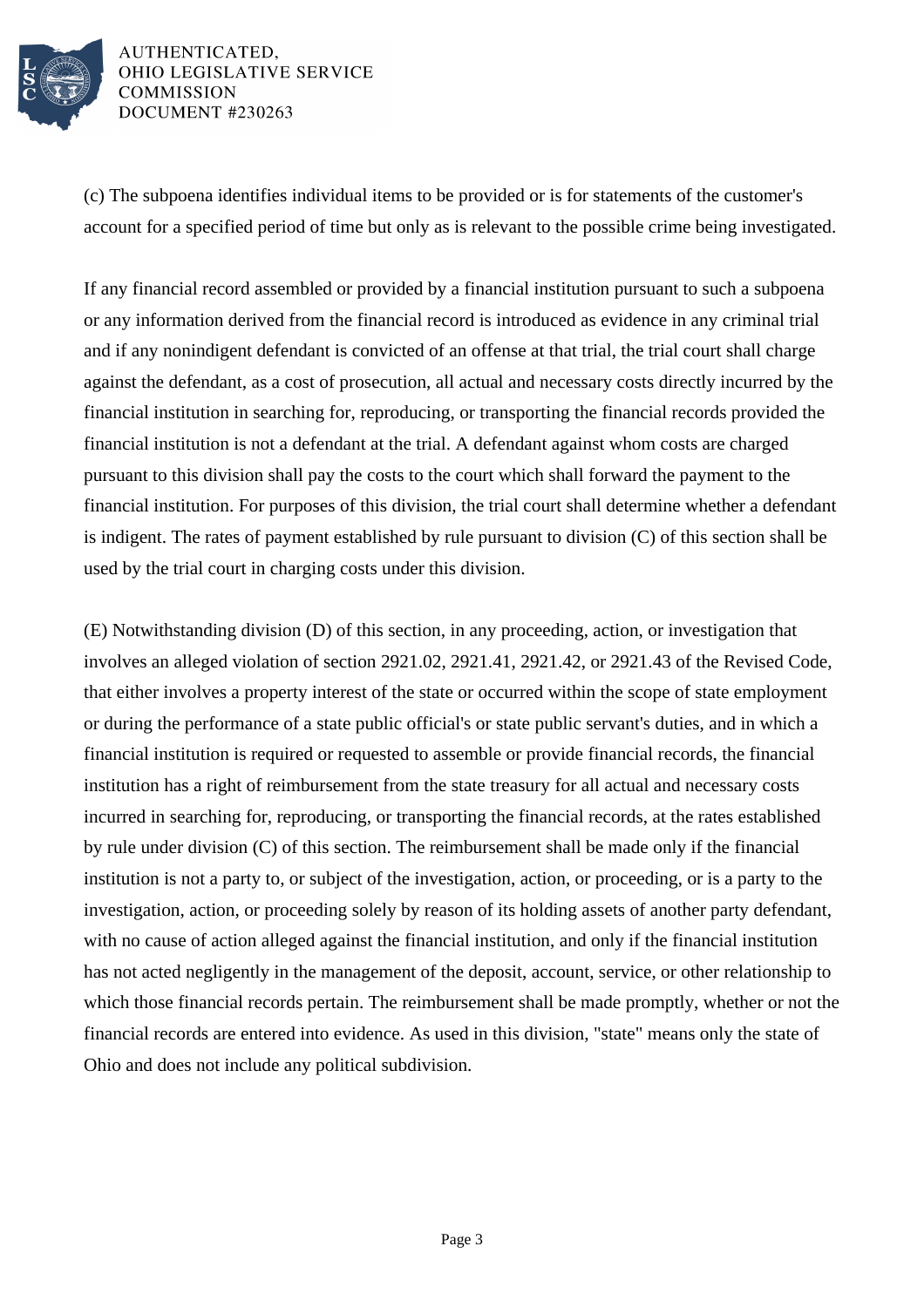(c) The subpoena identifies individual items to be provided or is for statements of the customer's account for a specified period of time but only as is relevant to the possible crime being investigated.

If any financial record assembled or provided by a financial institution pursuant to such a subpoena or any information derived from the financial record is introduced as evidence in any criminal trial and if any nonindigent defendant is convicted of an offense at that trial, the trial court shall charge against the defendant, as a cost of prosecution, all actual and necessary costs directly incurred by the financial institution in searching for, reproducing, or transporting the financial records provided the financial institution is not a defendant at the trial. A defendant against whom costs are charged pursuant to this division shall pay the costs to the court which shall forward the payment to the financial institution. For purposes of this division, the trial court shall determine whether a defendant is indigent. The rates of payment established by rule pursuant to division (C) of this section shall be used by the trial court in charging costs under this division.

(E) Notwithstanding division (D) of this section, in any proceeding, action, or investigation that involves an alleged violation of section 2921.02, 2921.41, 2921.42, or 2921.43 of the Revised Code, that either involves a property interest of the state or occurred within the scope of state employment or during the performance of a state public official's or state public servant's duties, and in which a financial institution is required or requested to assemble or provide financial records, the financial institution has a right of reimbursement from the state treasury for all actual and necessary costs incurred in searching for, reproducing, or transporting the financial records, at the rates established by rule under division (C) of this section. The reimbursement shall be made only if the financial institution is not a party to, or subject of the investigation, action, or proceeding, or is a party to the investigation, action, or proceeding solely by reason of its holding assets of another party defendant, with no cause of action alleged against the financial institution, and only if the financial institution has not acted negligently in the management of the deposit, account, service, or other relationship to which those financial records pertain. The reimbursement shall be made promptly, whether or not the financial records are entered into evidence. As used in this division, "state" means only the state of Ohio and does not include any political subdivision.